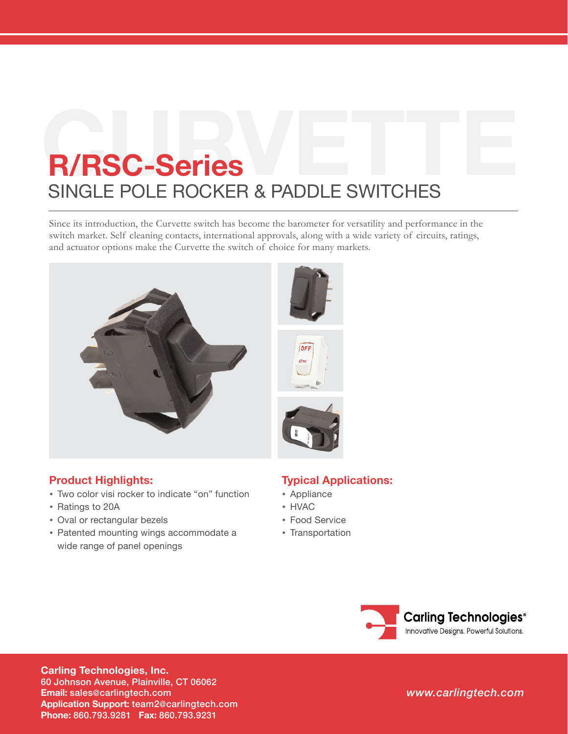# R/RSC-Series

## SINGLE POLE ROCKER & PADDLE SWITCHES

Since its introduction, the Curvette switch has become the barometer for versatility and performance in the switch market. Self cleaning contacts, international approvals, along with a wide variety of circuits, ratings, and actuator options make the Curvette the switch of choice for many markets.

### Product Highlights:

- Two color visi rocker to indicate "on" function
- Ratings to 20A
- Oval or rectangular bezels
- Patented mounting wings accommodate a wide range of panel openings

### Typical Applications:

- Appliance
- HVAC
- Food Service
- Transportation

Carling Technologies®
Innovative Designs. Powerful Solutions.

**Carling Technologies, Inc.**
60 Johnson Avenue, Plainville, CT 06062
**Email:** sales@carlingtech.com
**Application Support:** team2@carlingtech.com
**Phone:** 860.793.9281 **Fax:** 860.793.9231

*www.carlingtech.com*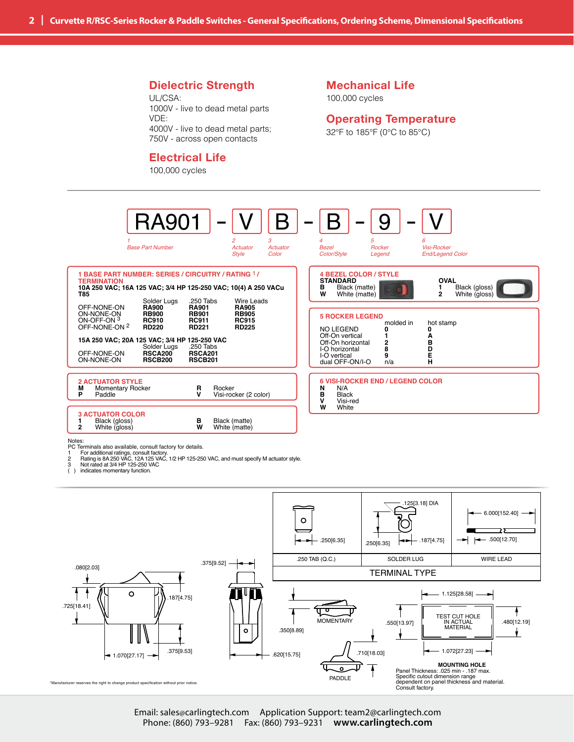## Dielectric Strength

UL/CSA:
1000V - live to dead metal parts
VDE:
4000V - live to dead metal parts;
750V - across open contacts

## Electrical Life

100,000 cycles

## Mechanical Life

100,000 cycles

## Operating Temperature

32°F to 185°F (0°C to 85°C)

---

**RA901 - V B - B - 9 - V**

| RA901 | V | B | B | 9 | V |
|---|---|---|---|---|---|
| 1 *Base Part Number* | 2 *Actuator Style* | 3 *Actuator Color* | 4 *Bezel Color/Style* | 5 *Rocker Legend* | 6 *Visi-Rocker End/Legend Color* |

### 1 BASE PART NUMBER: SERIES / CIRCUITRY / RATING [1] / TERMINATION

**10A 250 VAC; 16A 125 VAC; 3/4 HP 125-250 VAC; 10(4) A 250 VACu T85**

| | Solder Lugs | .250 Tabs | Wire Leads |
|---|---|---|---|
| OFF-NONE-ON | **RA900** | **RA901** | **RA905** |
| ON-NONE-ON | **RB900** | **RB901** | **RB905** |
| ON-OFF-ON [3] | **RC910** | **RC911** | **RC915** |
| OFF-NONE-ON [2] | **RD220** | **RD221** | **RD225** |

**15A 250 VAC; 20A 125 VAC; 3/4 HP 125-250 VAC**

| | Solder Lugs | .250 Tabs |
|---|---|---|
| OFF-NONE-ON | **RSCA200** | **RSCA201** |
| ON-NONE-ON | **RSCB200** | **RSCB201** |

### 2 ACTUATOR STYLE

| | | | |
|---|---|---|---|
| **M** | Momentary Rocker | **R** | Rocker |
| **P** | Paddle | **V** | Visi-rocker (2 color) |

### 3 ACTUATOR COLOR

| | | | |
|---|---|---|---|
| **1** | Black (gloss) | **B** | Black (matte) |
| **2** | White (gloss) | **W** | White (matte) |

### 4 BEZEL COLOR / STYLE

| STANDARD | | OVAL | |
|---|---|---|---|
| **B** | Black (matte) | **1** | Black (gloss) |
| **W** | White (matte) | **2** | White (gloss) |

### 5 ROCKER LEGEND

| | molded in | hot stamp |
|---|---|---|
| NO LEGEND | **0** | **0** |
| Off-On vertical | **1** | **A** |
| Off-On horizontal | **2** | **B** |
| I-O horizontal | **8** | **D** |
| I-O vertical | **9** | **E** |
| dual OFF-ON/I-O | n/a | **H** |

### 6 VISI-ROCKER END / LEGEND COLOR

| | |
|---|---|
| **N** | N/A |
| **B** | Black |
| **V** | Visi-red |
| **W** | White |

Notes:
PC Terminals also available, consult factory for details.
1 For additional ratings, consult factory.
2 Rating is 8A 250 VAC, 12A 125 VAC, 1/2 HP 125-250 VAC, and must specify M actuator style.
3 Not rated at 3/4 HP 125-250 VAC
( ) indicates momentary function.

---

**TERMINAL TYPE**

| .250 TAB (Q.C.) | SOLDER LUG | WIRE LEAD |
|---|---|---|
| .250[6.35] | .125[3.18] DIA; .250[6.35]; .187[4.75] | 6.000[152.40]; .500[12.70] |

Dimensions: .080[2.03]; .725[18.41]; .187[4.75]; 1.070[27.17]; .375[9.53]; .375[9.52]; .620[15.75]; .350[8.89]; .710[18.03]

MOMENTARY

PADDLE

TEST CUT HOLE IN ACTUAL MATERIAL: 1.125[28.58]; .550[13.97]; .480[12.19]; 1.072[27.23]

**MOUNTING HOLE**
Panel Thickness: .025 min - .187 max.
Specific cutout dimension range dependent on panel thickness and material.
Consult factory.

*Manufacturer reserves the right to change product specification without prior notice.

Email: sales@carlingtech.com Application Support: team2@carlingtech.com
Phone: (860) 793–9281 Fax: (860) 793–9231 **www.carlingtech.com**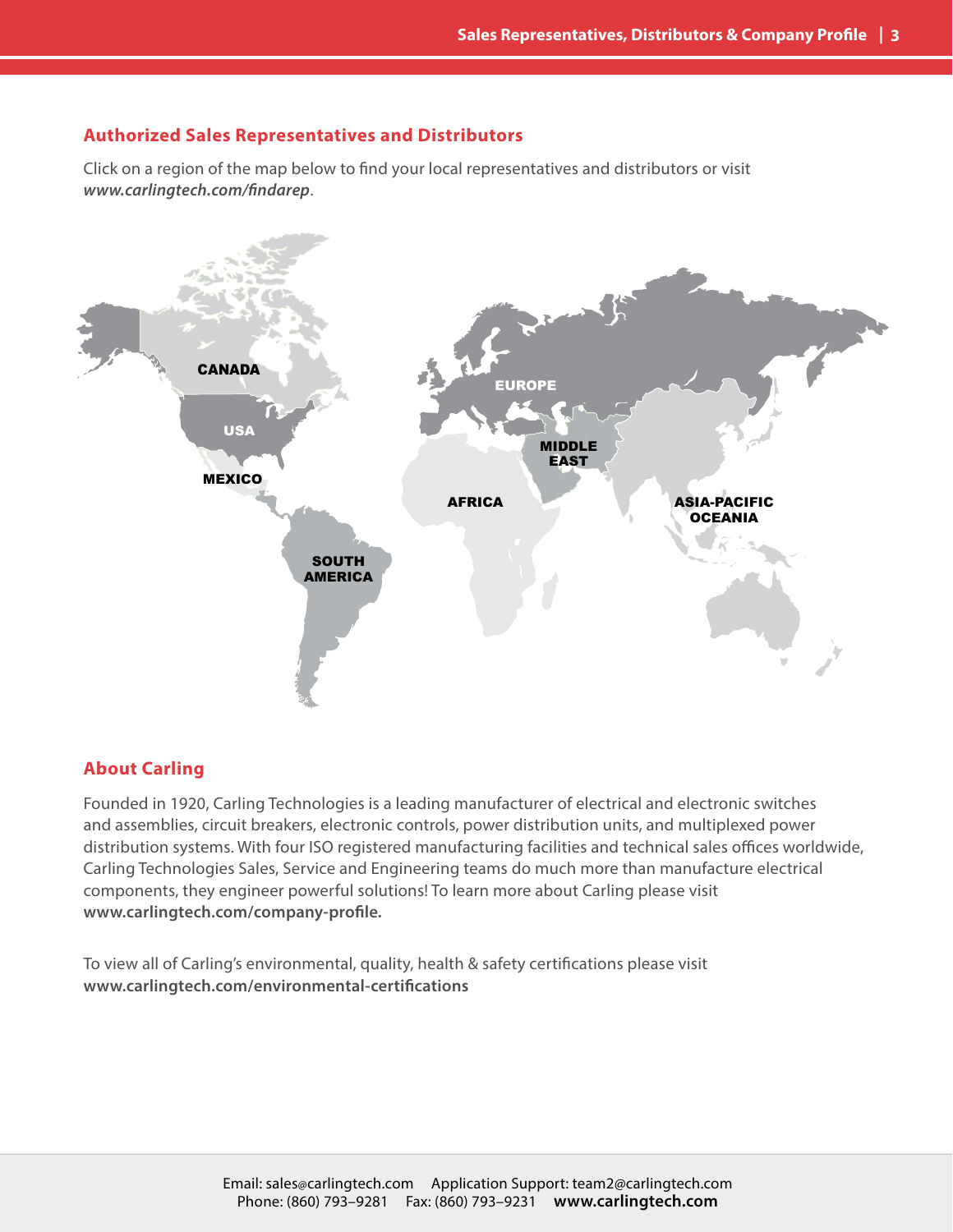## Authorized Sales Representatives and Distributors

Click on a region of the map below to find your local representatives and distributors or visit ***www.carlingtech.com/findarep***.

CANADA

USA

MEXICO

SOUTH AMERICA

EUROPE

MIDDLE EAST

AFRICA

ASIA-PACIFIC OCEANIA

## About Carling

Founded in 1920, Carling Technologies is a leading manufacturer of electrical and electronic switches and assemblies, circuit breakers, electronic controls, power distribution units, and multiplexed power distribution systems. With four ISO registered manufacturing facilities and technical sales offices worldwide, Carling Technologies Sales, Service and Engineering teams do much more than manufacture electrical components, they engineer powerful solutions! To learn more about Carling please visit **www.carlingtech.com/company-profile.**

To view all of Carling's environmental, quality, health & safety certifications please visit **www.carlingtech.com/environmental-certifications**

Email: sales@carlingtech.com Application Support: team2@carlingtech.com
Phone: (860) 793–9281 Fax: (860) 793–9231 **www.carlingtech.com**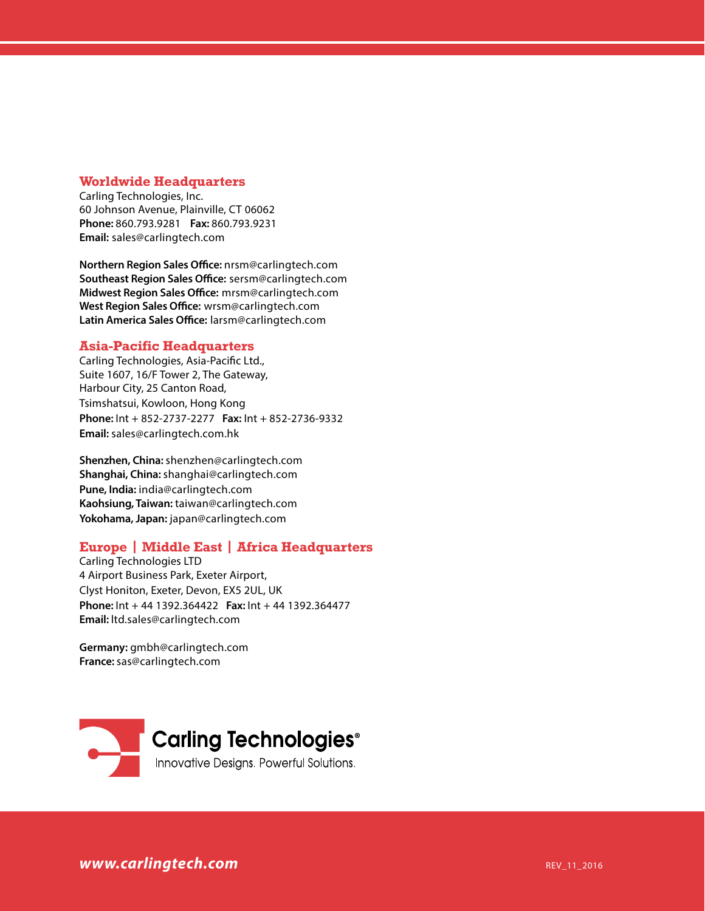## Worldwide Headquarters

Carling Technologies, Inc.
60 Johnson Avenue, Plainville, CT 06062
**Phone:** 860.793.9281 **Fax:** 860.793.9231
**Email:** sales@carlingtech.com

**Northern Region Sales Office:** nrsm@carlingtech.com
**Southeast Region Sales Office:** sersm@carlingtech.com
**Midwest Region Sales Office:** mrsm@carlingtech.com
**West Region Sales Office:** wrsm@carlingtech.com
**Latin America Sales Office:** larsm@carlingtech.com

## Asia-Pacific Headquarters

Carling Technologies, Asia-Pacific Ltd.,
Suite 1607, 16/F Tower 2, The Gateway,
Harbour City, 25 Canton Road,
Tsimshatsui, Kowloon, Hong Kong
**Phone:** Int + 852-2737-2277 **Fax:** Int + 852-2736-9332
**Email:** sales@carlingtech.com.hk

**Shenzhen, China:** shenzhen@carlingtech.com
**Shanghai, China:** shanghai@carlingtech.com
**Pune, India:** india@carlingtech.com
**Kaohsiung, Taiwan:** taiwan@carlingtech.com
**Yokohama, Japan:** japan@carlingtech.com

## Europe | Middle East | Africa Headquarters

Carling Technologies LTD
4 Airport Business Park, Exeter Airport,
Clyst Honiton, Exeter, Devon, EX5 2UL, UK
**Phone:** Int + 44 1392.364422 **Fax:** Int + 44 1392.364477
**Email:** ltd.sales@carlingtech.com

**Germany:** gmbh@carlingtech.com
**France:** sas@carlingtech.com

Carling Technologies®
Innovative Designs. Powerful Solutions.

***www.carlingtech.com***

REV_11_2016